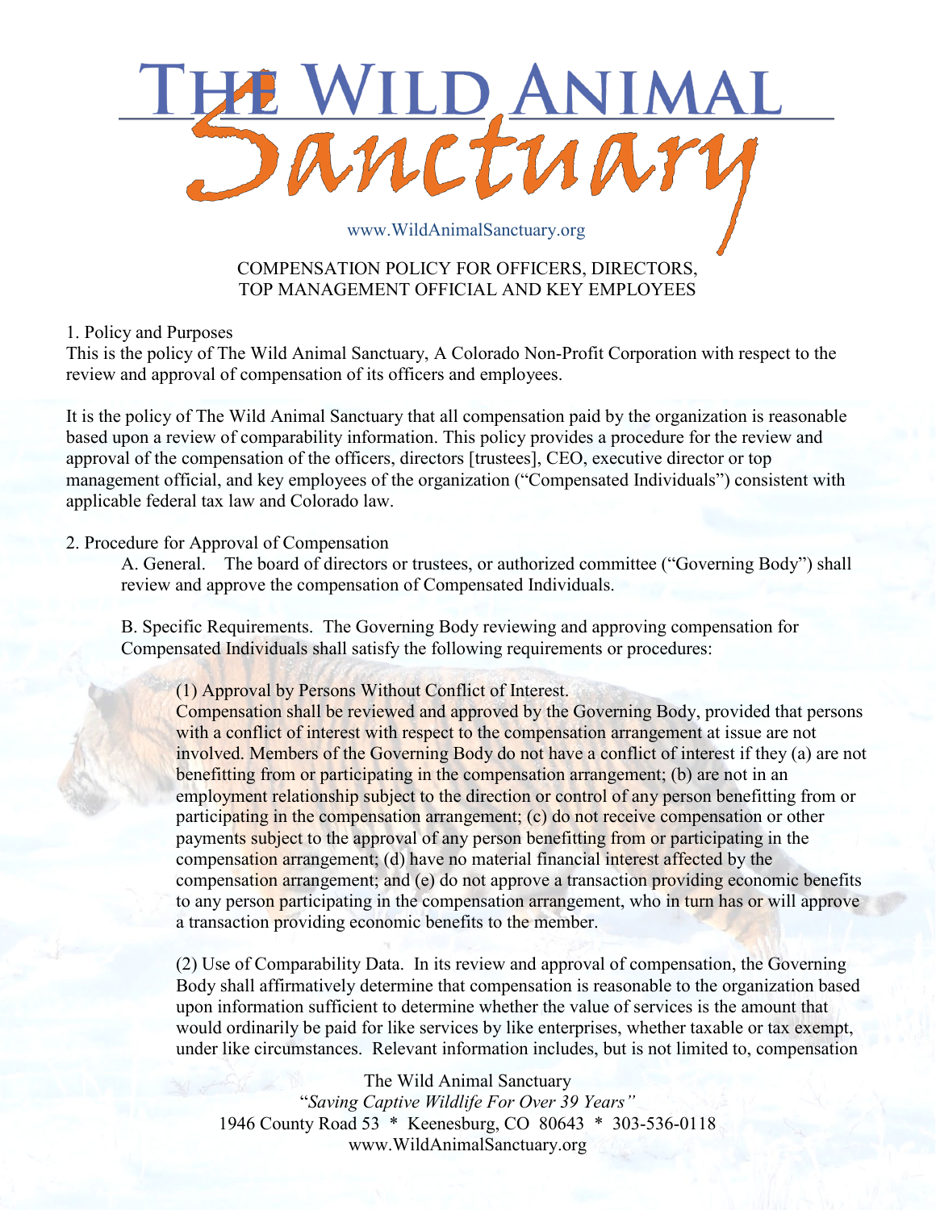# The Wild Animal Sanctuary

www.WildAnimalSanctuary.org

## COMPENSATION POLICY FOR OFFICERS, DIRECTORS, TOP MANAGEMENT OFFICIAL AND KEY EMPLOYEES

### 1. Policy and Purposes

This is the policy of The Wild Animal Sanctuary, A Colorado Non-Profit Corporation with respect to the review and approval of compensation of its officers and employees.

It is the policy of The Wild Animal Sanctuary that all compensation paid by the organization is reasonable based upon a review of comparability information. This policy provides a procedure for the review and approval of the compensation of the officers, directors [trustees], CEO, executive director or top management official, and key employees of the organization ("Compensated Individuals") consistent with applicable federal tax law and Colorado law.

### 2. Procedure for Approval of Compensation

A. General. The board of directors or trustees, or authorized committee ("Governing Body") shall review and approve the compensation of Compensated Individuals.

B. Specific Requirements. The Governing Body reviewing and approving compensation for Compensated Individuals shall satisfy the following requirements or procedures:

(1) Approval by Persons Without Conflict of Interest.
Compensation shall be reviewed and approved by the Governing Body, provided that persons with a conflict of interest with respect to the compensation arrangement at issue are not involved. Members of the Governing Body do not have a conflict of interest if they (a) are not benefitting from or participating in the compensation arrangement; (b) are not in an employment relationship subject to the direction or control of any person benefitting from or participating in the compensation arrangement; (c) do not receive compensation or other payments subject to the approval of any person benefitting from or participating in the compensation arrangement; (d) have no material financial interest affected by the compensation arrangement; and (e) do not approve a transaction providing economic benefits to any person participating in the compensation arrangement, who in turn has or will approve a transaction providing economic benefits to the member.

(2) Use of Comparability Data. In its review and approval of compensation, the Governing Body shall affirmatively determine that compensation is reasonable to the organization based upon information sufficient to determine whether the value of services is the amount that would ordinarily be paid for like services by like enterprises, whether taxable or tax exempt, under like circumstances. Relevant information includes, but is not limited to, compensation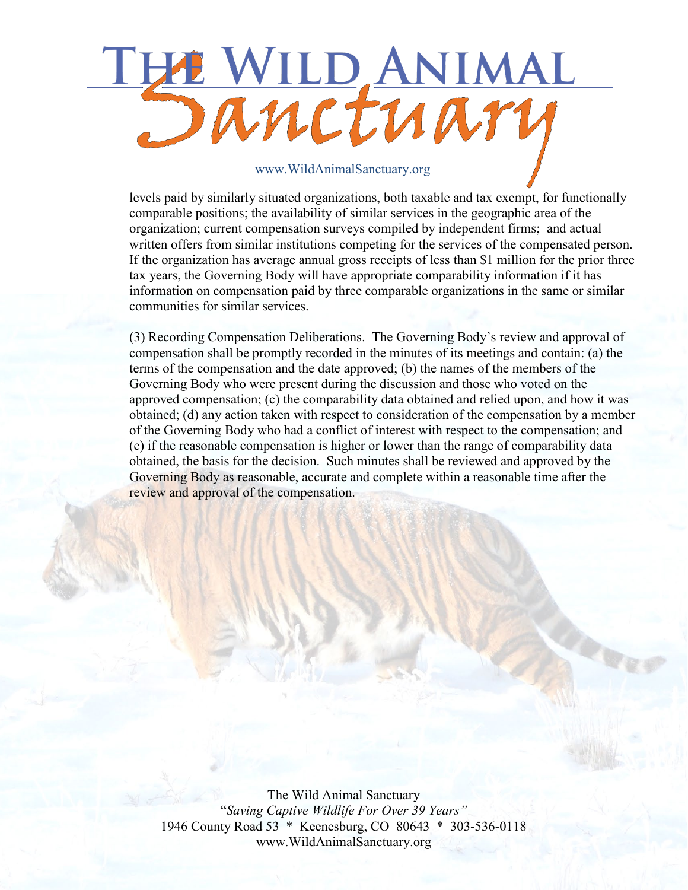levels paid by similarly situated organizations, both taxable and tax exempt, for functionally comparable positions; the availability of similar services in the geographic area of the organization; current compensation surveys compiled by independent firms; and actual written offers from similar institutions competing for the services of the compensated person. If the organization has average annual gross receipts of less than $1 million for the prior three tax years, the Governing Body will have appropriate comparability information if it has information on compensation paid by three comparable organizations in the same or similar communities for similar services.

(3) Recording Compensation Deliberations. The Governing Body's review and approval of compensation shall be promptly recorded in the minutes of its meetings and contain: (a) the terms of the compensation and the date approved; (b) the names of the members of the Governing Body who were present during the discussion and those who voted on the approved compensation; (c) the comparability data obtained and relied upon, and how it was obtained; (d) any action taken with respect to consideration of the compensation by a member of the Governing Body who had a conflict of interest with respect to the compensation; and (e) if the reasonable compensation is higher or lower than the range of comparability data obtained, the basis for the decision. Such minutes shall be reviewed and approved by the Governing Body as reasonable, accurate and complete within a reasonable time after the review and approval of the compensation.